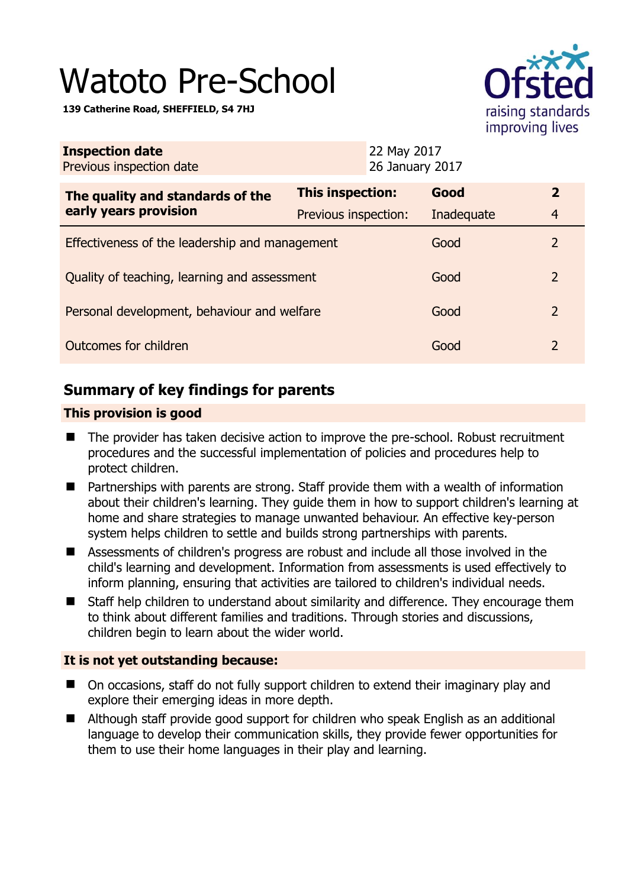# Watoto Pre-School

**139 Catherine Road, SHEFFIELD, S4 7HJ**

| **Inspection date** | 22 May 2017 |
| --- | --- |
| Previous inspection date | 26 January 2017 |

| **The quality and standards of the early years provision** | **This inspection:** | **Good** | **2** |
| --- | --- | --- | --- |
| | Previous inspection: | Inadequate | 4 |
| Effectiveness of the leadership and management | | Good | 2 |
| Quality of teaching, learning and assessment | | Good | 2 |
| Personal development, behaviour and welfare | | Good | 2 |
| Outcomes for children | | Good | 2 |

## Summary of key findings for parents

**This provision is good**

- The provider has taken decisive action to improve the pre-school. Robust recruitment procedures and the successful implementation of policies and procedures help to protect children.
- Partnerships with parents are strong. Staff provide them with a wealth of information about their children's learning. They guide them in how to support children's learning at home and share strategies to manage unwanted behaviour. An effective key-person system helps children to settle and builds strong partnerships with parents.
- Assessments of children's progress are robust and include all those involved in the child's learning and development. Information from assessments is used effectively to inform planning, ensuring that activities are tailored to children's individual needs.
- Staff help children to understand about similarity and difference. They encourage them to think about different families and traditions. Through stories and discussions, children begin to learn about the wider world.

**It is not yet outstanding because:**

- On occasions, staff do not fully support children to extend their imaginary play and explore their emerging ideas in more depth.
- Although staff provide good support for children who speak English as an additional language to develop their communication skills, they provide fewer opportunities for them to use their home languages in their play and learning.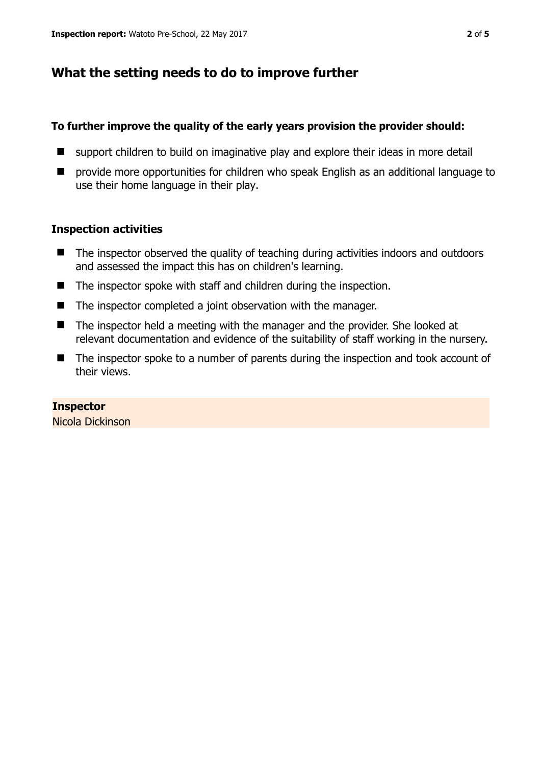## What the setting needs to do to improve further

**To further improve the quality of the early years provision the provider should:**

- support children to build on imaginative play and explore their ideas in more detail
- provide more opportunities for children who speak English as an additional language to use their home language in their play.

### Inspection activities

- The inspector observed the quality of teaching during activities indoors and outdoors and assessed the impact this has on children's learning.
- The inspector spoke with staff and children during the inspection.
- The inspector completed a joint observation with the manager.
- The inspector held a meeting with the manager and the provider. She looked at relevant documentation and evidence of the suitability of staff working in the nursery.
- The inspector spoke to a number of parents during the inspection and took account of their views.

**Inspector**
Nicola Dickinson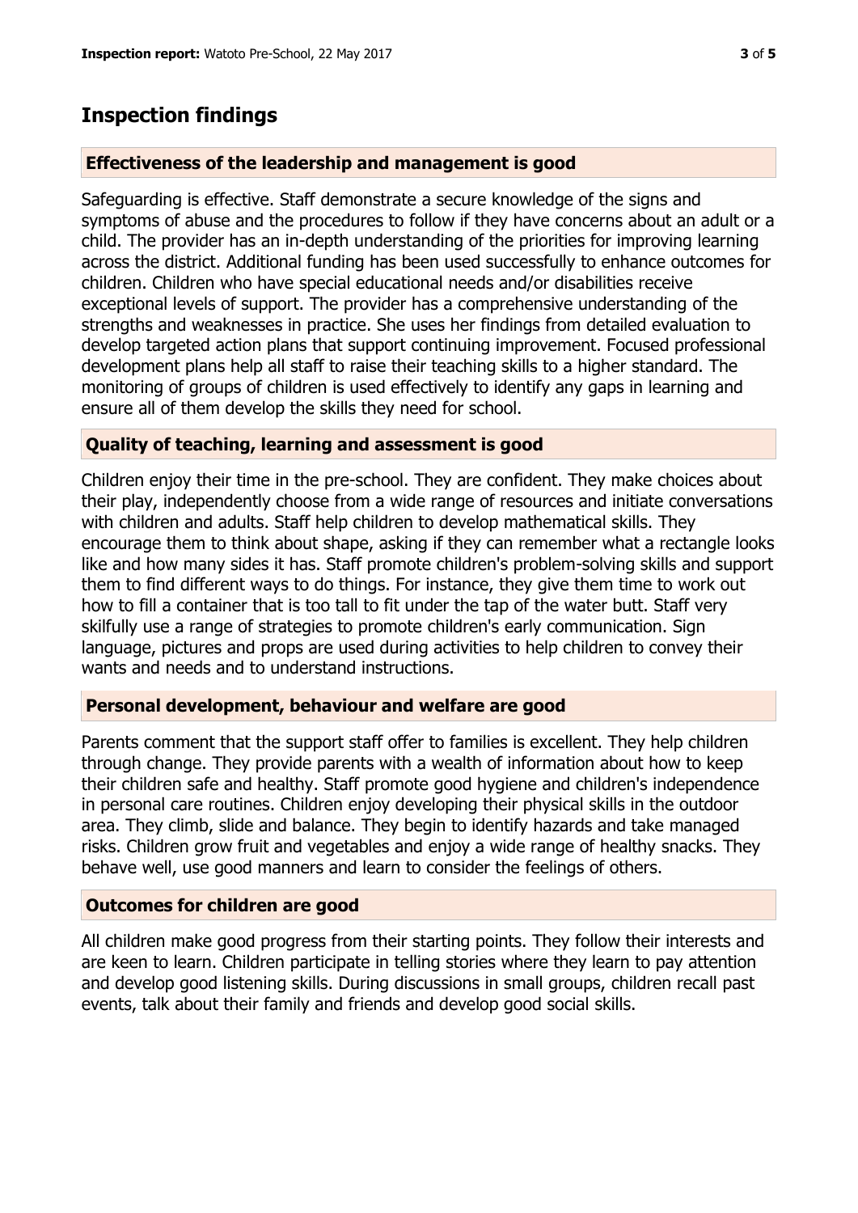## Inspection findings

### Effectiveness of the leadership and management is good

Safeguarding is effective. Staff demonstrate a secure knowledge of the signs and symptoms of abuse and the procedures to follow if they have concerns about an adult or a child. The provider has an in-depth understanding of the priorities for improving learning across the district. Additional funding has been used successfully to enhance outcomes for children. Children who have special educational needs and/or disabilities receive exceptional levels of support. The provider has a comprehensive understanding of the strengths and weaknesses in practice. She uses her findings from detailed evaluation to develop targeted action plans that support continuing improvement. Focused professional development plans help all staff to raise their teaching skills to a higher standard. The monitoring of groups of children is used effectively to identify any gaps in learning and ensure all of them develop the skills they need for school.

### Quality of teaching, learning and assessment is good

Children enjoy their time in the pre-school. They are confident. They make choices about their play, independently choose from a wide range of resources and initiate conversations with children and adults. Staff help children to develop mathematical skills. They encourage them to think about shape, asking if they can remember what a rectangle looks like and how many sides it has. Staff promote children's problem-solving skills and support them to find different ways to do things. For instance, they give them time to work out how to fill a container that is too tall to fit under the tap of the water butt. Staff very skilfully use a range of strategies to promote children's early communication. Sign language, pictures and props are used during activities to help children to convey their wants and needs and to understand instructions.

### Personal development, behaviour and welfare are good

Parents comment that the support staff offer to families is excellent. They help children through change. They provide parents with a wealth of information about how to keep their children safe and healthy. Staff promote good hygiene and children's independence in personal care routines. Children enjoy developing their physical skills in the outdoor area. They climb, slide and balance. They begin to identify hazards and take managed risks. Children grow fruit and vegetables and enjoy a wide range of healthy snacks. They behave well, use good manners and learn to consider the feelings of others.

### Outcomes for children are good

All children make good progress from their starting points. They follow their interests and are keen to learn. Children participate in telling stories where they learn to pay attention and develop good listening skills. During discussions in small groups, children recall past events, talk about their family and friends and develop good social skills.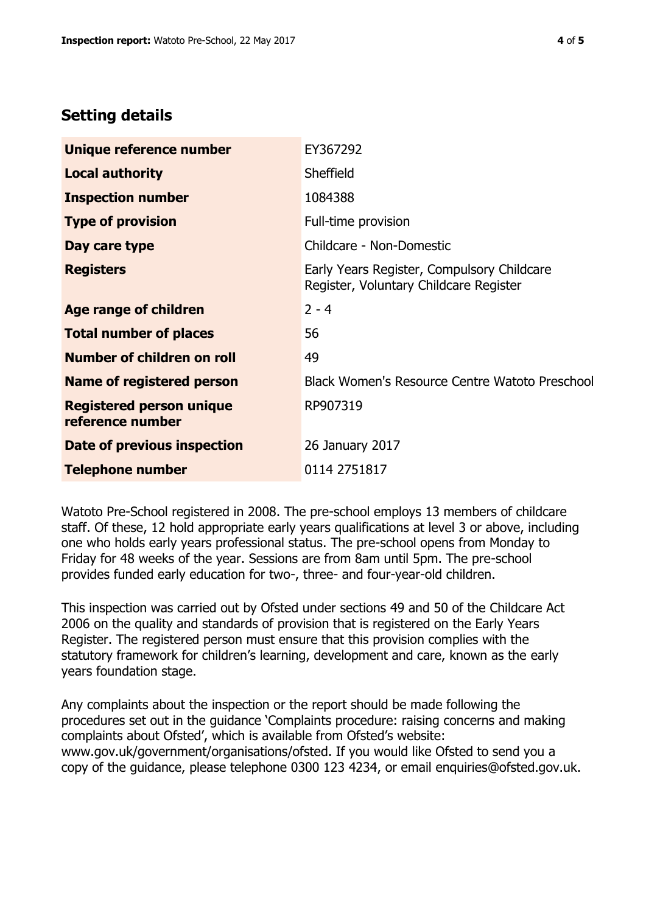## Setting details

| | |
|---|---|
| **Unique reference number** | EY367292 |
| **Local authority** | Sheffield |
| **Inspection number** | 1084388 |
| **Type of provision** | Full-time provision |
| **Day care type** | Childcare - Non-Domestic |
| **Registers** | Early Years Register, Compulsory Childcare Register, Voluntary Childcare Register |
| **Age range of children** | 2 - 4 |
| **Total number of places** | 56 |
| **Number of children on roll** | 49 |
| **Name of registered person** | Black Women's Resource Centre Watoto Preschool |
| **Registered person unique reference number** | RP907319 |
| **Date of previous inspection** | 26 January 2017 |
| **Telephone number** | 0114 2751817 |

Watoto Pre-School registered in 2008. The pre-school employs 13 members of childcare staff. Of these, 12 hold appropriate early years qualifications at level 3 or above, including one who holds early years professional status. The pre-school opens from Monday to Friday for 48 weeks of the year. Sessions are from 8am until 5pm. The pre-school provides funded early education for two-, three- and four-year-old children.

This inspection was carried out by Ofsted under sections 49 and 50 of the Childcare Act 2006 on the quality and standards of provision that is registered on the Early Years Register. The registered person must ensure that this provision complies with the statutory framework for children's learning, development and care, known as the early years foundation stage.

Any complaints about the inspection or the report should be made following the procedures set out in the guidance 'Complaints procedure: raising concerns and making complaints about Ofsted', which is available from Ofsted's website: www.gov.uk/government/organisations/ofsted. If you would like Ofsted to send you a copy of the guidance, please telephone 0300 123 4234, or email enquiries@ofsted.gov.uk.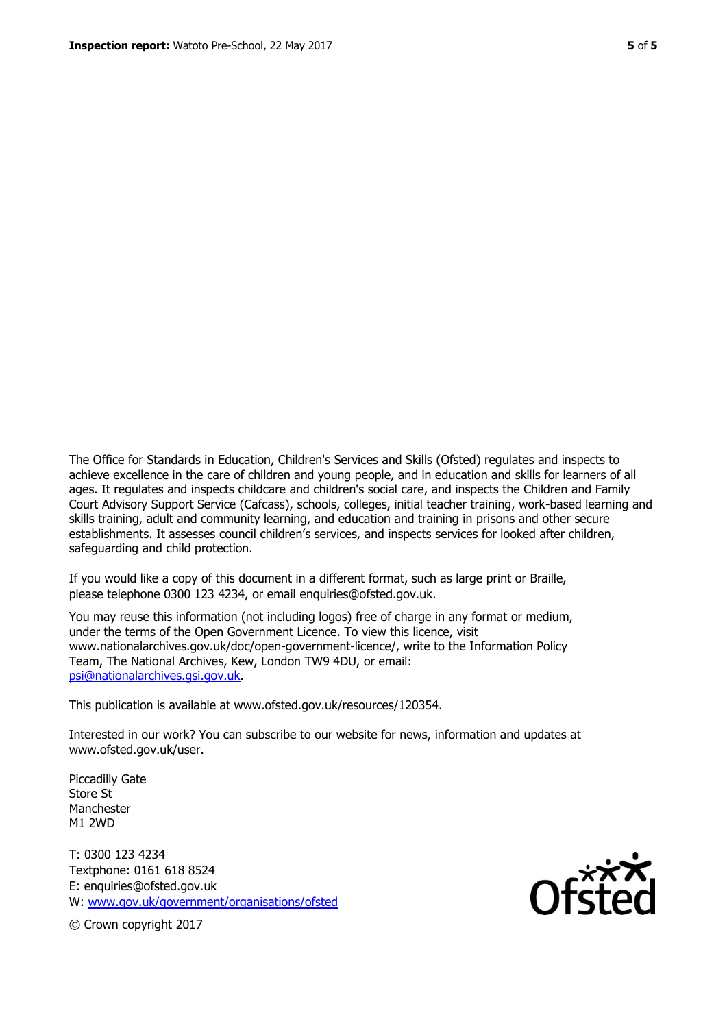The Office for Standards in Education, Children's Services and Skills (Ofsted) regulates and inspects to achieve excellence in the care of children and young people, and in education and skills for learners of all ages. It regulates and inspects childcare and children's social care, and inspects the Children and Family Court Advisory Support Service (Cafcass), schools, colleges, initial teacher training, work-based learning and skills training, adult and community learning, and education and training in prisons and other secure establishments. It assesses council children's services, and inspects services for looked after children, safeguarding and child protection.

If you would like a copy of this document in a different format, such as large print or Braille, please telephone 0300 123 4234, or email enquiries@ofsted.gov.uk.

You may reuse this information (not including logos) free of charge in any format or medium, under the terms of the Open Government Licence. To view this licence, visit www.nationalarchives.gov.uk/doc/open-government-licence/, write to the Information Policy Team, The National Archives, Kew, London TW9 4DU, or email: psi@nationalarchives.gsi.gov.uk.

This publication is available at www.ofsted.gov.uk/resources/120354.

Interested in our work? You can subscribe to our website for news, information and updates at www.ofsted.gov.uk/user.

Piccadilly Gate
Store St
Manchester
M1 2WD

T: 0300 123 4234
Textphone: 0161 618 8524
E: enquiries@ofsted.gov.uk
W: www.gov.uk/government/organisations/ofsted

© Crown copyright 2017